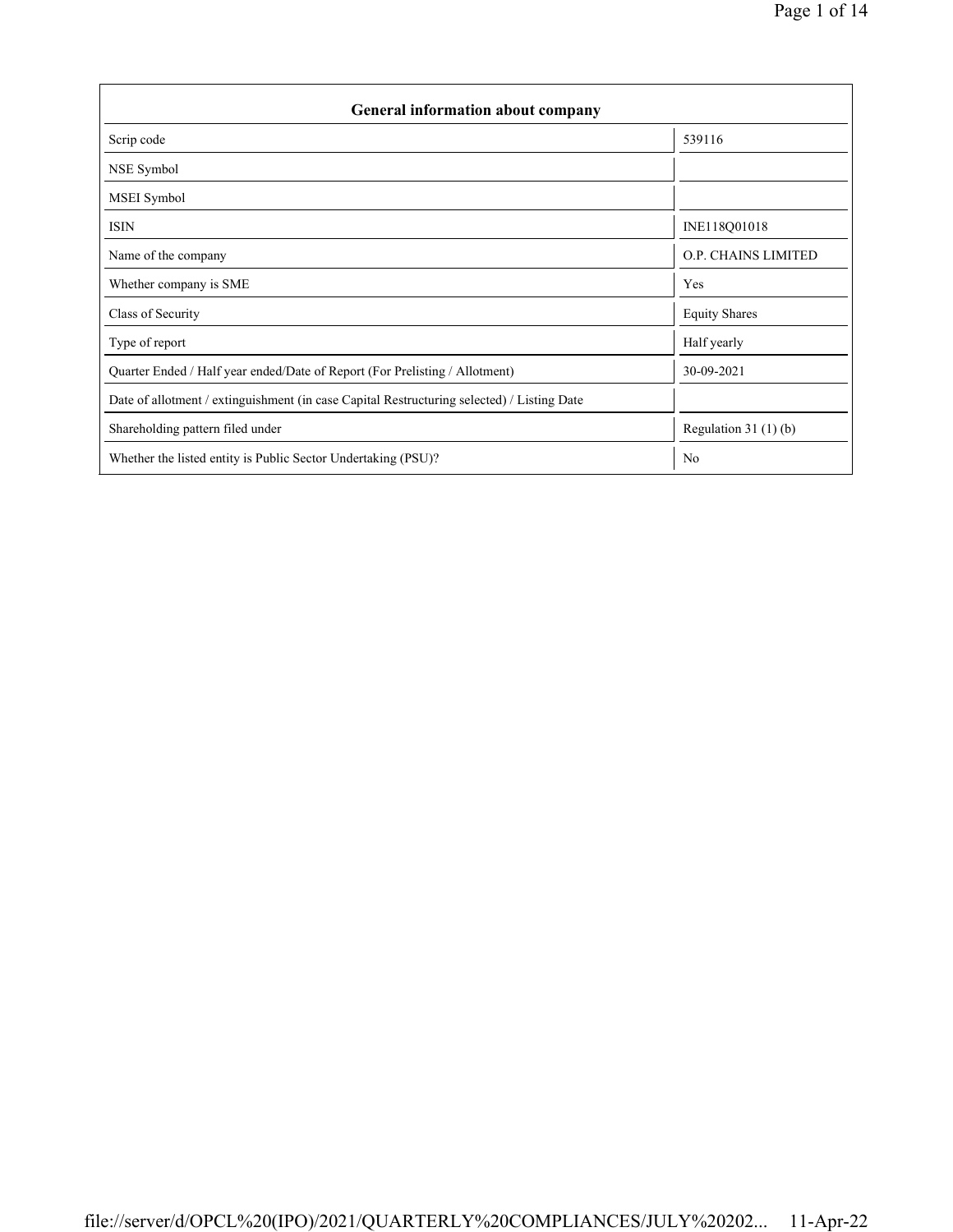| General information about company | |
|---|---|
| Scrip code | 539116 |
| NSE Symbol | |
| MSEI Symbol | |
| ISIN | INE118Q01018 |
| Name of the company | O.P. CHAINS LIMITED |
| Whether company is SME | Yes |
| Class of Security | Equity Shares |
| Type of report | Half yearly |
| Quarter Ended / Half year ended/Date of Report (For Prelisting / Allotment) | 30-09-2021 |
| Date of allotment / extinguishment (in case Capital Restructuring selected) / Listing Date | |
| Shareholding pattern filed under | Regulation 31 (1) (b) |
| Whether the listed entity is Public Sector Undertaking (PSU)? | No |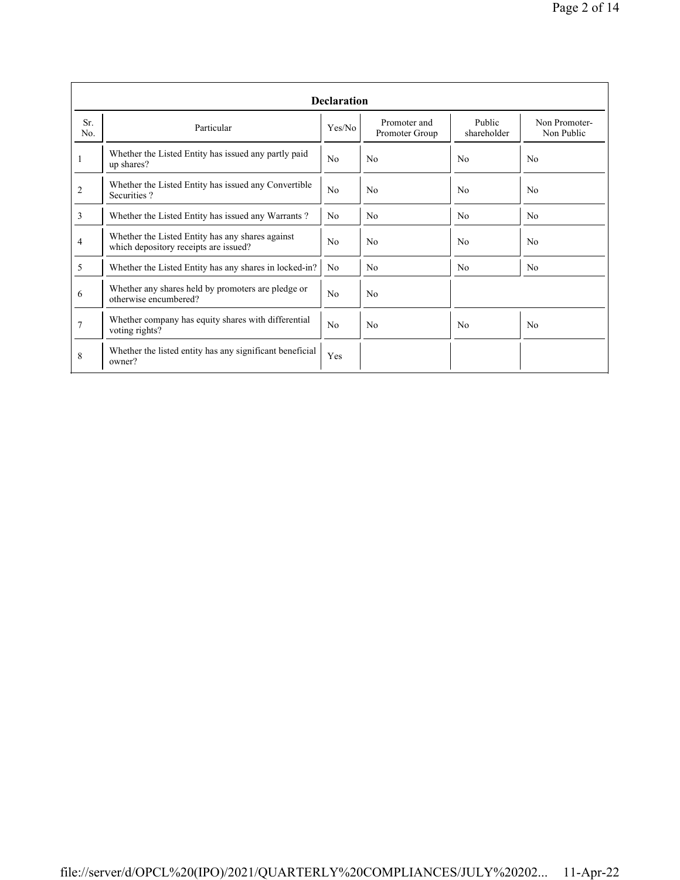| Declaration | | | | | |
|---|---|---|---|---|---|
| Sr. No. | Particular | Yes/No | Promoter and Promoter Group | Public shareholder | Non Promoter- Non Public |
| 1 | Whether the Listed Entity has issued any partly paid up shares? | No | No | No | No |
| 2 | Whether the Listed Entity has issued any Convertible Securities ? | No | No | No | No |
| 3 | Whether the Listed Entity has issued any Warrants ? | No | No | No | No |
| 4 | Whether the Listed Entity has any shares against which depository receipts are issued? | No | No | No | No |
| 5 | Whether the Listed Entity has any shares in locked-in? | No | No | No | No |
| 6 | Whether any shares held by promoters are pledge or otherwise encumbered? | No | No | | |
| 7 | Whether company has equity shares with differential voting rights? | No | No | No | No |
| 8 | Whether the listed entity has any significant beneficial owner? | Yes | | | |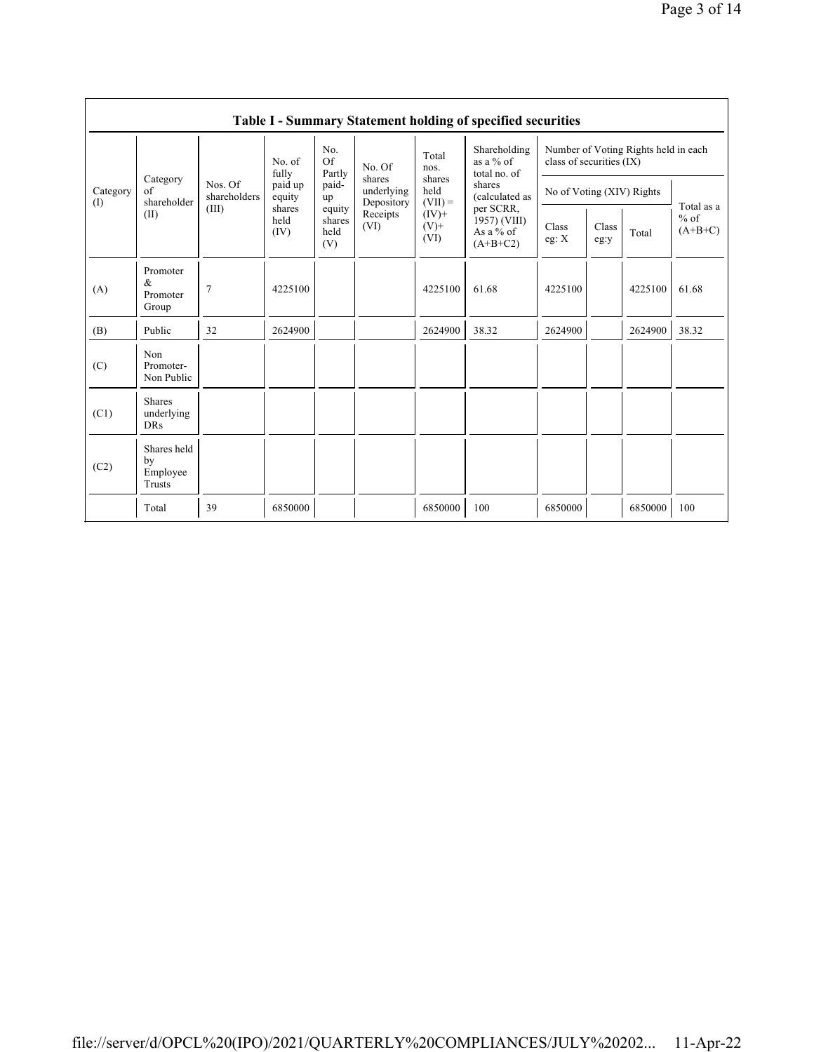| Table I - Summary Statement holding of specified securities | | | | | | | | | | | | |
|---|---|---|---|---|---|---|---|---|---|---|---|---|
| Category (I) | Category of shareholder (II) | Nos. Of shareholders (III) | No. of fully paid up equity shares held (IV) | No. Of Partly paid-up equity shares held (V) | No. Of shares underlying Depository Receipts (VI) | Total nos. shares held (VII) = (IV)+ (V)+ (VI) | Shareholding as a % of total no. of shares (calculated as per SCRR, 1957) (VIII) As a % of (A+B+C2) | Number of Voting Rights held in each class of securities (IX) | | | |
| | | | | | | | | No of Voting (XIV) Rights | | | Total as a % of (A+B+C) |
| | | | | | | | | Class eg: X | Class eg:y | Total | |
| (A) | Promoter & Promoter Group | 7 | 4225100 | | | 4225100 | 61.68 | 4225100 | | 4225100 | 61.68 |
| (B) | Public | 32 | 2624900 | | | 2624900 | 38.32 | 2624900 | | 2624900 | 38.32 |
| (C) | Non Promoter- Non Public | | | | | | | | | | |
| (C1) | Shares underlying DRs | | | | | | | | | | |
| (C2) | Shares held by Employee Trusts | | | | | | | | | | |
| | Total | 39 | 6850000 | | | 6850000 | 100 | 6850000 | | 6850000 | 100 |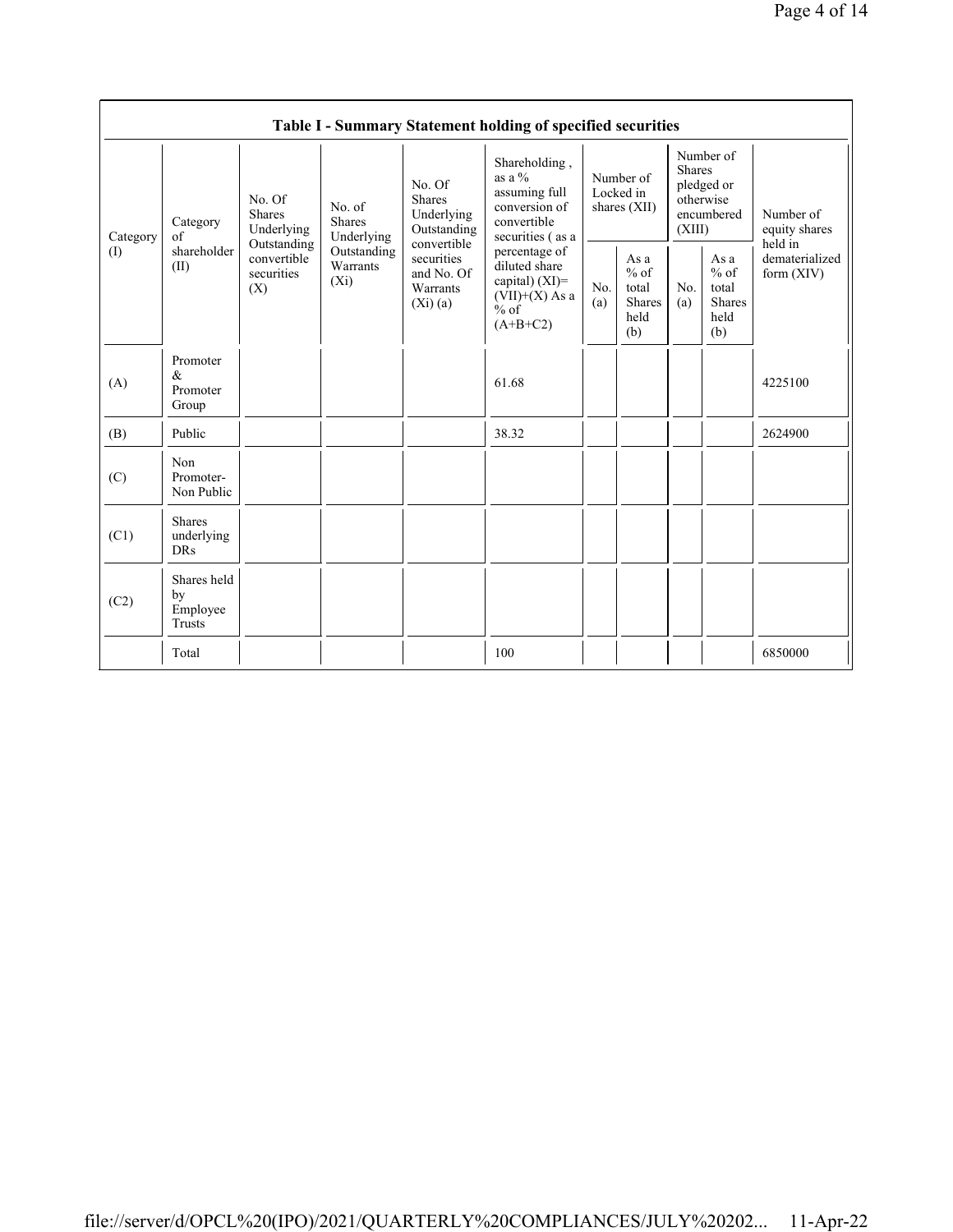**Table I - Summary Statement holding of specified securities**

| Category (I) | Category of shareholder (II) | No. Of Shares Underlying Outstanding convertible securities (X) | No. of Shares Underlying Outstanding Warrants (Xi) | No. Of Shares Underlying Outstanding convertible securities and No. Of Warrants (Xi) (a) | Shareholding , as a % assuming full conversion of convertible securities ( as a percentage of diluted share capital) (XI)= (VII)+(X) As a % of (A+B+C2) | Number of Locked in shares (XII) | | Number of Shares pledged or otherwise encumbered (XIII) | | Number of equity shares held in dematerialized form (XIV) |
|---|---|---|---|---|---|---|---|---|---|---|
| | | | | | | No. (a) | As a % of total Shares held (b) | No. (a) | As a % of total Shares held (b) | |
| (A) | Promoter & Promoter Group | | | | 61.68 | | | | | 4225100 |
| (B) | Public | | | | 38.32 | | | | | 2624900 |
| (C) | Non Promoter- Non Public | | | | | | | | | |
| (C1) | Shares underlying DRs | | | | | | | | | |
| (C2) | Shares held by Employee Trusts | | | | | | | | | |
| | Total | | | | 100 | | | | | 6850000 |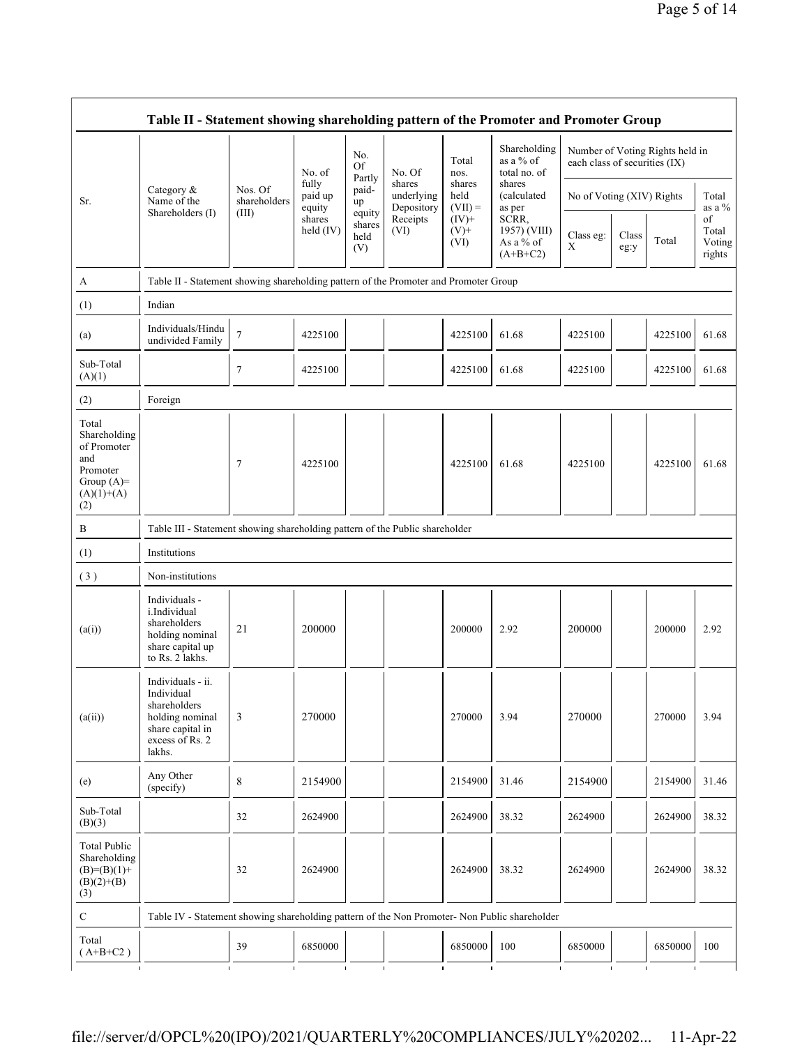| Table II - Statement showing shareholding pattern of the Promoter and Promoter Group | | | | | | | | | | | | |
|---|---|---|---|---|---|---|---|---|---|---|---|---|
| Sr. | Category & Name of the Shareholders (I) | Nos. Of shareholders (III) | No. of fully paid up equity shares held (IV) | No. Of Partly paid-up equity shares held (V) | No. Of shares underlying Depository Receipts (VI) | Total nos. shares held (VII) = (IV)+ (V)+ (VI) | Shareholding as a % of total no. of shares (calculated as per SCRR, 1957) (VIII) As a % of (A+B+C2) | Number of Voting Rights held in each class of securities (IX) | | | |
| | | | | | | | | No of Voting (XIV) Rights | | | Total as a % of Total Voting rights |
| | | | | | | | | Class eg: X | Class eg:y | Total | |
| A | Table II - Statement showing shareholding pattern of the Promoter and Promoter Group | | | | | | | | | | |
| (1) | Indian | | | | | | | | | | |
| (a) | Individuals/Hindu undivided Family | 7 | 4225100 | | | 4225100 | 61.68 | 4225100 | | 4225100 | 61.68 |
| Sub-Total (A)(1) | | 7 | 4225100 | | | 4225100 | 61.68 | 4225100 | | 4225100 | 61.68 |
| (2) | Foreign | | | | | | | | | | |
| Total Shareholding of Promoter and Promoter Group (A)= (A)(1)+(A)(2) | | 7 | 4225100 | | | 4225100 | 61.68 | 4225100 | | 4225100 | 61.68 |
| B | Table III - Statement showing shareholding pattern of the Public shareholder | | | | | | | | | | |
| (1) | Institutions | | | | | | | | | | |
| (3) | Non-institutions | | | | | | | | | | |
| (a(i)) | Individuals - i.Individual shareholders holding nominal share capital up to Rs. 2 lakhs. | 21 | 200000 | | | 200000 | 2.92 | 200000 | | 200000 | 2.92 |
| (a(ii)) | Individuals - ii. Individual shareholders holding nominal share capital in excess of Rs. 2 lakhs. | 3 | 270000 | | | 270000 | 3.94 | 270000 | | 270000 | 3.94 |
| (e) | Any Other (specify) | 8 | 2154900 | | | 2154900 | 31.46 | 2154900 | | 2154900 | 31.46 |
| Sub-Total (B)(3) | | 32 | 2624900 | | | 2624900 | 38.32 | 2624900 | | 2624900 | 38.32 |
| Total Public Shareholding (B)=(B)(1)+(B)(2)+(B)(3) | | 32 | 2624900 | | | 2624900 | 38.32 | 2624900 | | 2624900 | 38.32 |
| C | Table IV - Statement showing shareholding pattern of the Non Promoter- Non Public shareholder | | | | | | | | | | |
| Total ( A+B+C2 ) | | 39 | 6850000 | | | 6850000 | 100 | 6850000 | | 6850000 | 100 |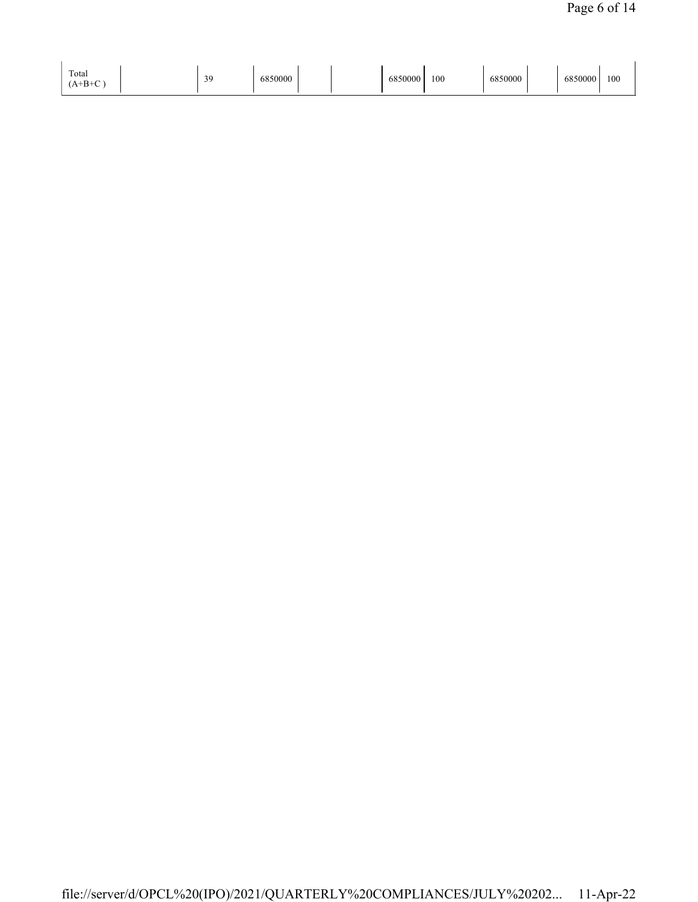| | | | | | | | | | | | |
|---|---|---|---|---|---|---|---|---|---|---|---|
| Total (A+B+C ) | | 39 | 6850000 | | | 6850000 | 100 | 6850000 | | 6850000 | 100 |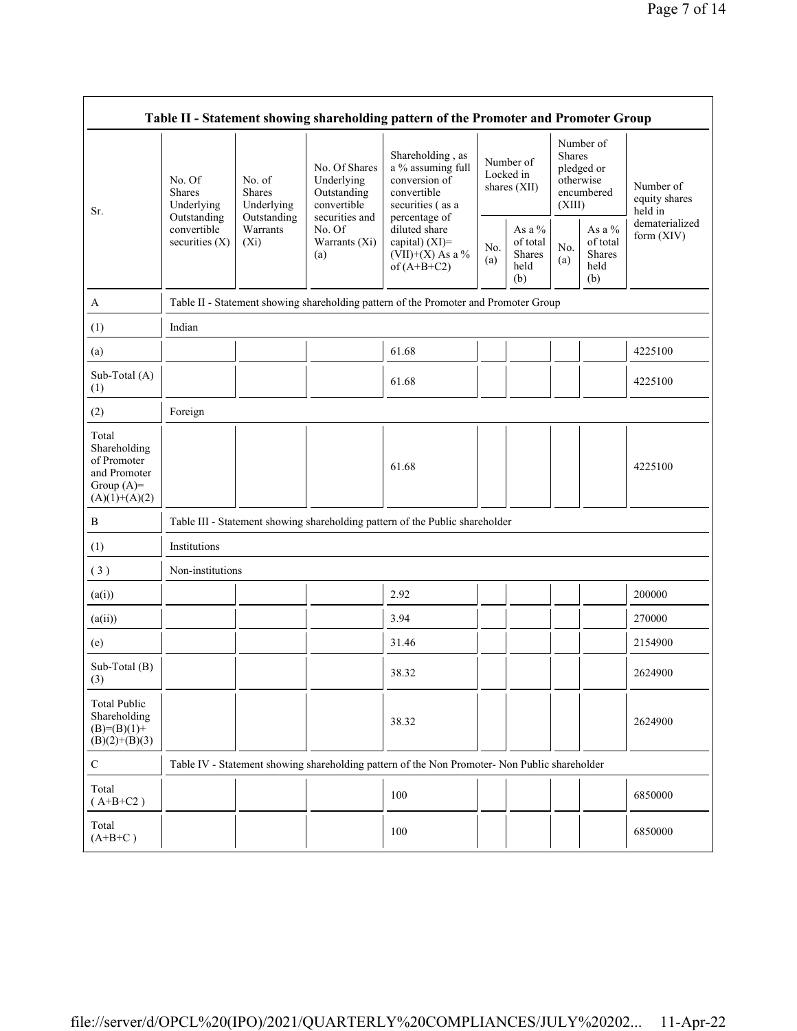| Table II - Statement showing shareholding pattern of the Promoter and Promoter Group | | | | | | | | | |
|---|---|---|---|---|---|---|---|---|---|
| Sr. | No. Of Shares Underlying Outstanding convertible securities (X) | No. of Shares Underlying Outstanding Warrants (Xi) | No. Of Shares Underlying Outstanding convertible securities and No. Of Warrants (Xi) (a) | Shareholding , as a % assuming full conversion of convertible securities ( as a percentage of diluted share capital) (XI)= (VII)+(X) As a % of (A+B+C2) | Number of Locked in shares (XII) | | Number of Shares pledged or otherwise encumbered (XIII) | | Number of equity shares held in dematerialized form (XIV) |
| | | | | | No. (a) | As a % of total Shares held (b) | No. (a) | As a % of total Shares held (b) | |
| A | Table II - Statement showing shareholding pattern of the Promoter and Promoter Group | | | | | | | | |
| (1) | Indian | | | | | | | | |
| (a) | | | | 61.68 | | | | | 4225100 |
| Sub-Total (A) (1) | | | | 61.68 | | | | | 4225100 |
| (2) | Foreign | | | | | | | | |
| Total Shareholding of Promoter and Promoter Group (A)= (A)(1)+(A)(2) | | | | 61.68 | | | | | 4225100 |
| B | Table III - Statement showing shareholding pattern of the Public shareholder | | | | | | | | |
| (1) | Institutions | | | | | | | | |
| ( 3 ) | Non-institutions | | | | | | | | |
| (a(i)) | | | | 2.92 | | | | | 200000 |
| (a(ii)) | | | | 3.94 | | | | | 270000 |
| (e) | | | | 31.46 | | | | | 2154900 |
| Sub-Total (B) (3) | | | | 38.32 | | | | | 2624900 |
| Total Public Shareholding (B)=(B)(1)+ (B)(2)+(B)(3) | | | | 38.32 | | | | | 2624900 |
| C | Table IV - Statement showing shareholding pattern of the Non Promoter- Non Public shareholder | | | | | | | | |
| Total ( A+B+C2 ) | | | | 100 | | | | | 6850000 |
| Total (A+B+C ) | | | | 100 | | | | | 6850000 |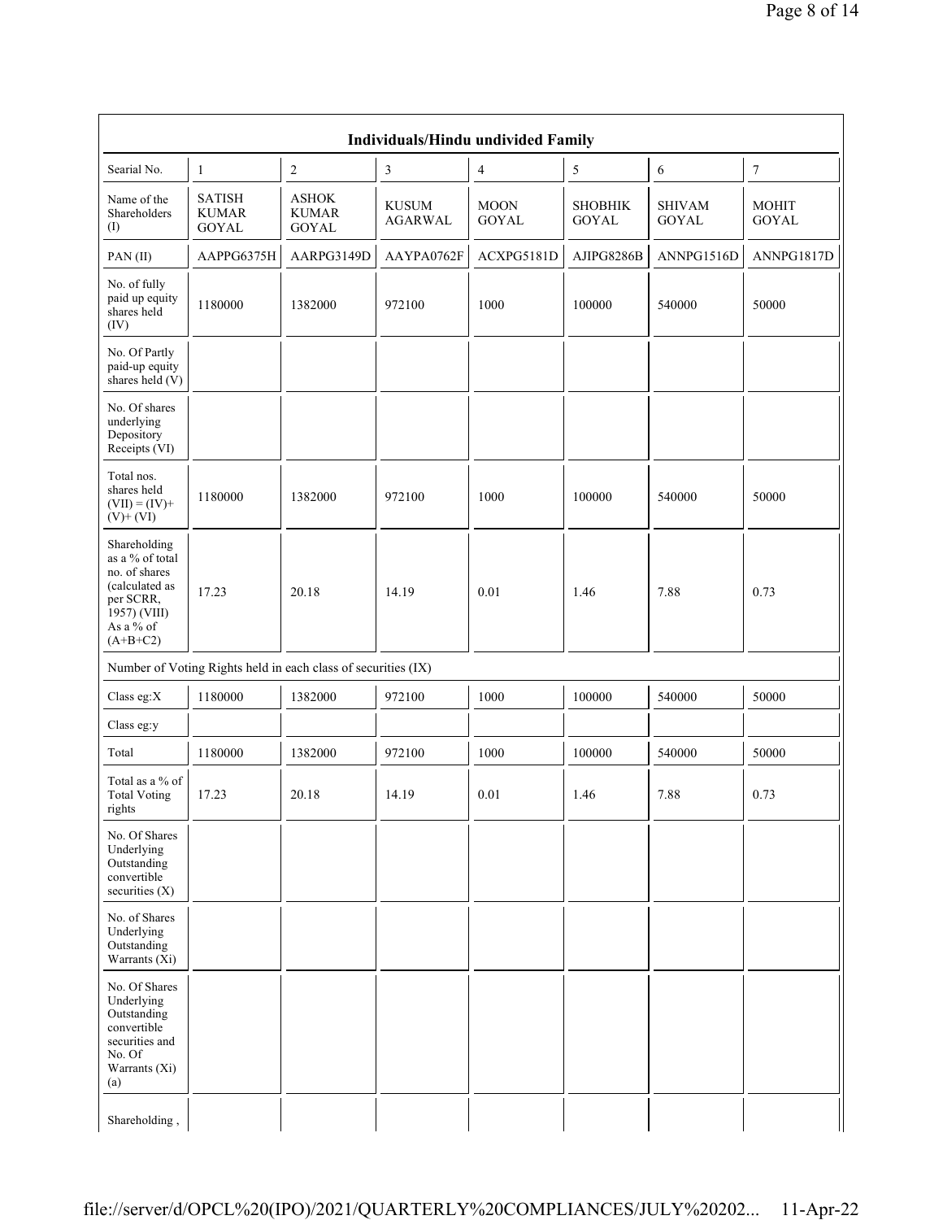| Individuals/Hindu undivided Family | | | | | | | |
|---|---|---|---|---|---|---|---|
| Searial No. | 1 | 2 | 3 | 4 | 5 | 6 | 7 |
| Name of the Shareholders (I) | SATISH KUMAR GOYAL | ASHOK KUMAR GOYAL | KUSUM AGARWAL | MOON GOYAL | SHOBHIK GOYAL | SHIVAM GOYAL | MOHIT GOYAL |
| PAN (II) | AAPPG6375H | AARPG3149D | AAYPA0762F | ACXPG5181D | AJIPG8286B | ANNPG1516D | ANNPG1817D |
| No. of fully paid up equity shares held (IV) | 1180000 | 1382000 | 972100 | 1000 | 100000 | 540000 | 50000 |
| No. Of Partly paid-up equity shares held (V) | | | | | | | |
| No. Of shares underlying Depository Receipts (VI) | | | | | | | |
| Total nos. shares held (VII) = (IV)+ (V)+ (VI) | 1180000 | 1382000 | 972100 | 1000 | 100000 | 540000 | 50000 |
| Shareholding as a % of total no. of shares (calculated as per SCRR, 1957) (VIII) As a % of (A+B+C2) | 17.23 | 20.18 | 14.19 | 0.01 | 1.46 | 7.88 | 0.73 |
| Number of Voting Rights held in each class of securities (IX) | | | | | | | |
| Class eg:X | 1180000 | 1382000 | 972100 | 1000 | 100000 | 540000 | 50000 |
| Class eg:y | | | | | | | |
| Total | 1180000 | 1382000 | 972100 | 1000 | 100000 | 540000 | 50000 |
| Total as a % of Total Voting rights | 17.23 | 20.18 | 14.19 | 0.01 | 1.46 | 7.88 | 0.73 |
| No. Of Shares Underlying Outstanding convertible securities (X) | | | | | | | |
| No. of Shares Underlying Outstanding Warrants (Xi) | | | | | | | |
| No. Of Shares Underlying Outstanding convertible securities and No. Of Warrants (Xi) (a) | | | | | | | |
| Shareholding , | | | | | | | |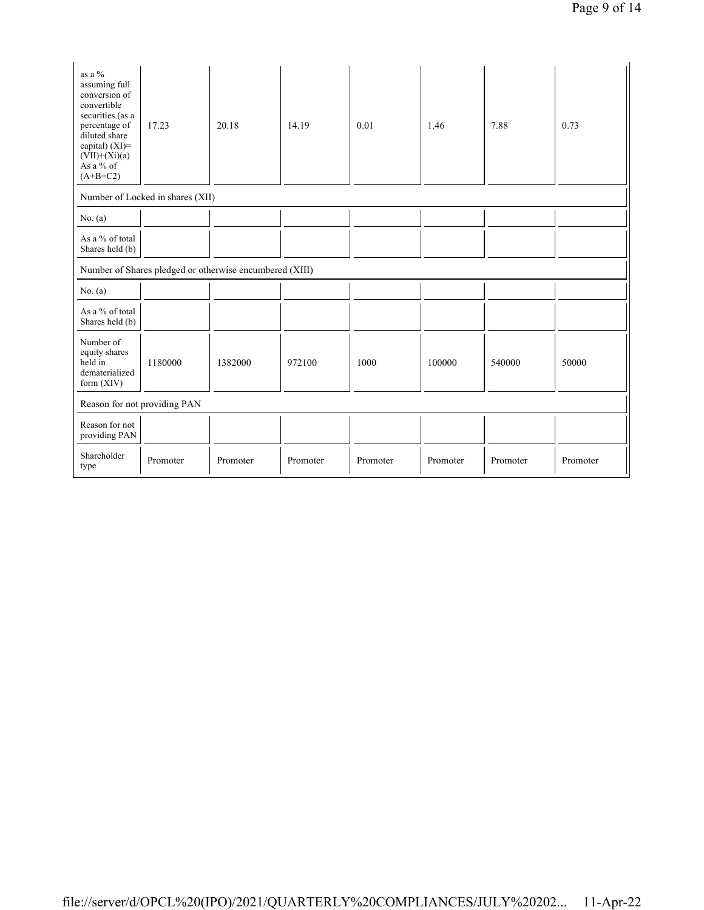| as a % assuming full conversion of convertible securities (as a percentage of diluted share capital) (XI)= (VII)+(Xi)(a) As a % of (A+B+C2) | 17.23 | 20.18 | 14.19 | 0.01 | 1.46 | 7.88 | 0.73 |
|---|---|---|---|---|---|---|---|
| Number of Locked in shares (XII) | | | | | | | |
| No. (a) | | | | | | | |
| As a % of total Shares held (b) | | | | | | | |
| Number of Shares pledged or otherwise encumbered (XIII) | | | | | | | |
| No. (a) | | | | | | | |
| As a % of total Shares held (b) | | | | | | | |
| Number of equity shares held in dematerialized form (XIV) | 1180000 | 1382000 | 972100 | 1000 | 100000 | 540000 | 50000 |
| Reason for not providing PAN | | | | | | | |
| Reason for not providing PAN | | | | | | | |
| Shareholder type | Promoter | Promoter | Promoter | Promoter | Promoter | Promoter | Promoter |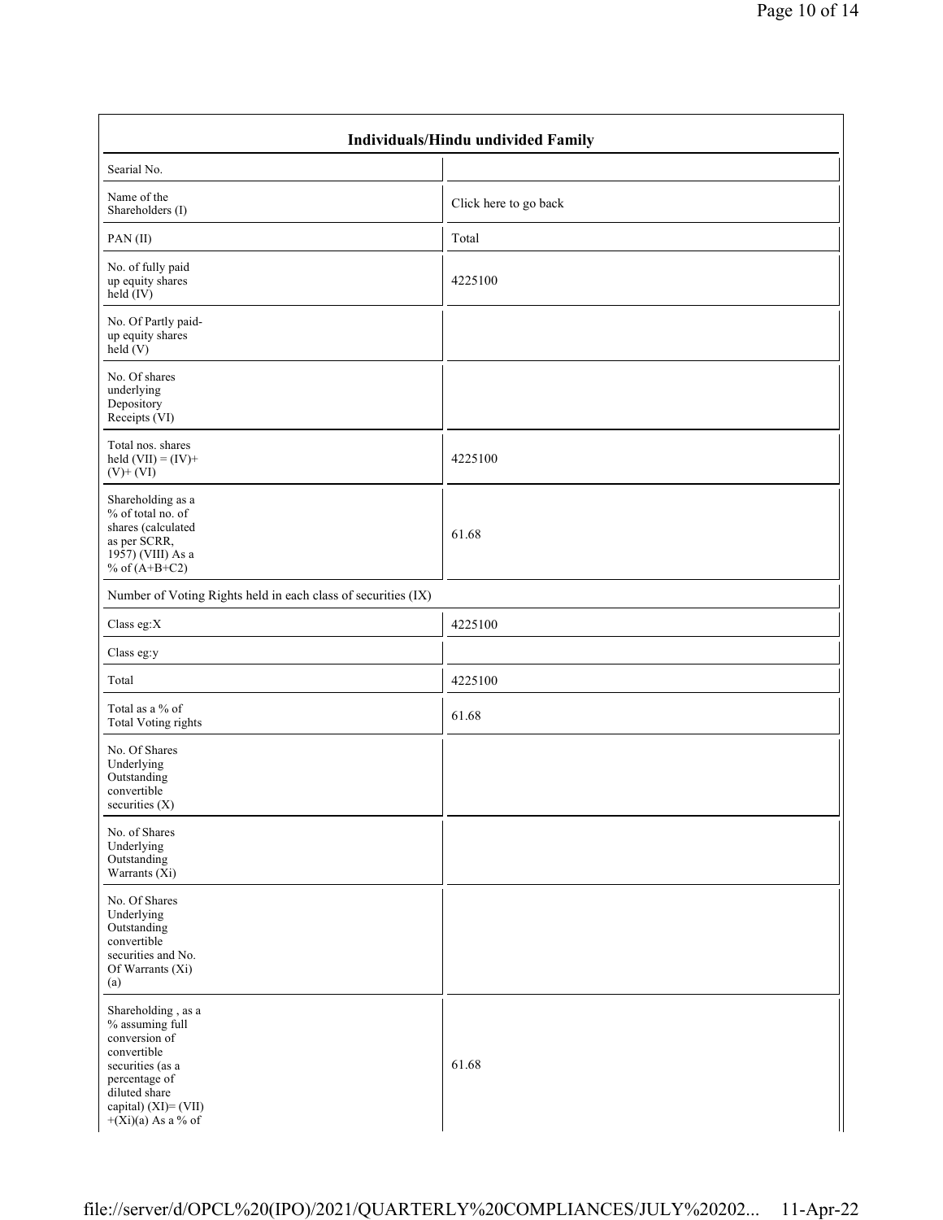| Individuals/Hindu undivided Family | |
|---|---|
| Searial No. | |
| Name of the Shareholders (I) | Click here to go back |
| PAN (II) | Total |
| No. of fully paid up equity shares held (IV) | 4225100 |
| No. Of Partly paid-up equity shares held (V) | |
| No. Of shares underlying Depository Receipts (VI) | |
| Total nos. shares held (VII) = (IV)+(V)+ (VI) | 4225100 |
| Shareholding as a % of total no. of shares (calculated as per SCRR, 1957) (VIII) As a % of (A+B+C2) | 61.68 |
| Number of Voting Rights held in each class of securities (IX) | |
| Class eg:X | 4225100 |
| Class eg:y | |
| Total | 4225100 |
| Total as a % of Total Voting rights | 61.68 |
| No. Of Shares Underlying Outstanding convertible securities (X) | |
| No. of Shares Underlying Outstanding Warrants (Xi) | |
| No. Of Shares Underlying Outstanding convertible securities and No. Of Warrants (Xi) (a) | |
| Shareholding , as a % assuming full conversion of convertible securities (as a percentage of diluted share capital) (XI)= (VII)+(Xi)(a) As a % of | 61.68 |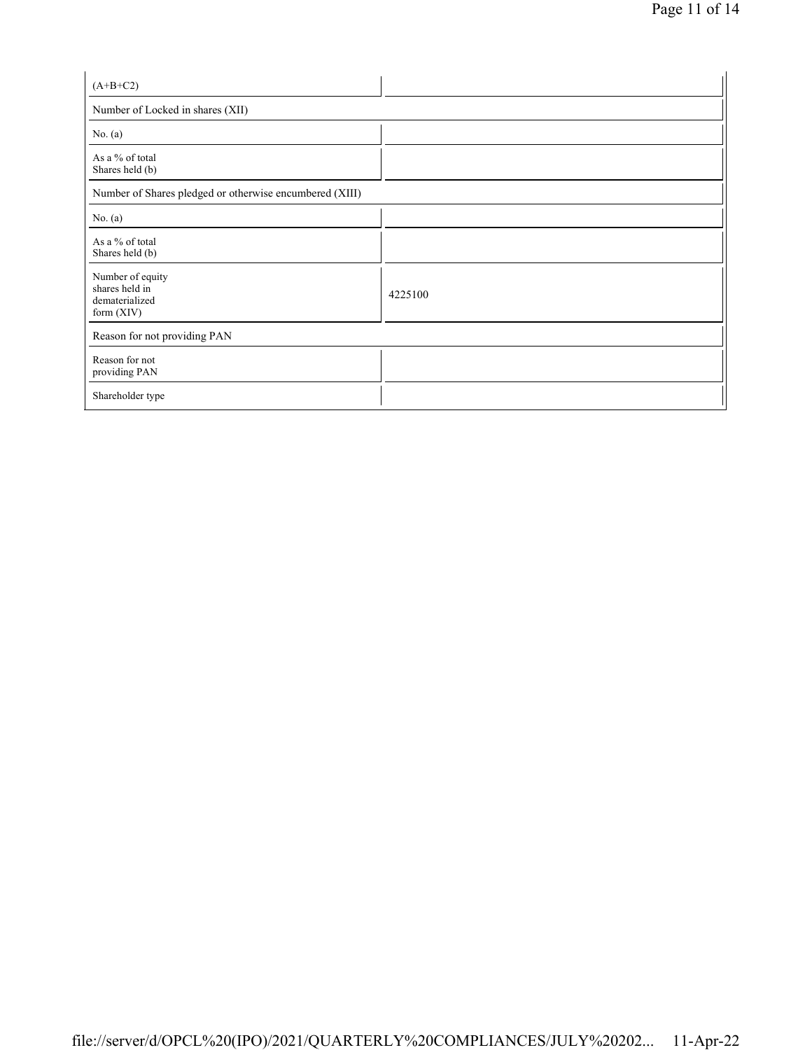| (A+B+C2) | |
|---|---|
| Number of Locked in shares (XII) | |
| No. (a) | |
| As a % of total Shares held (b) | |
| Number of Shares pledged or otherwise encumbered (XIII) | |
| No. (a) | |
| As a % of total Shares held (b) | |
| Number of equity shares held in dematerialized form (XIV) | 4225100 |
| Reason for not providing PAN | |
| Reason for not providing PAN | |
| Shareholder type | |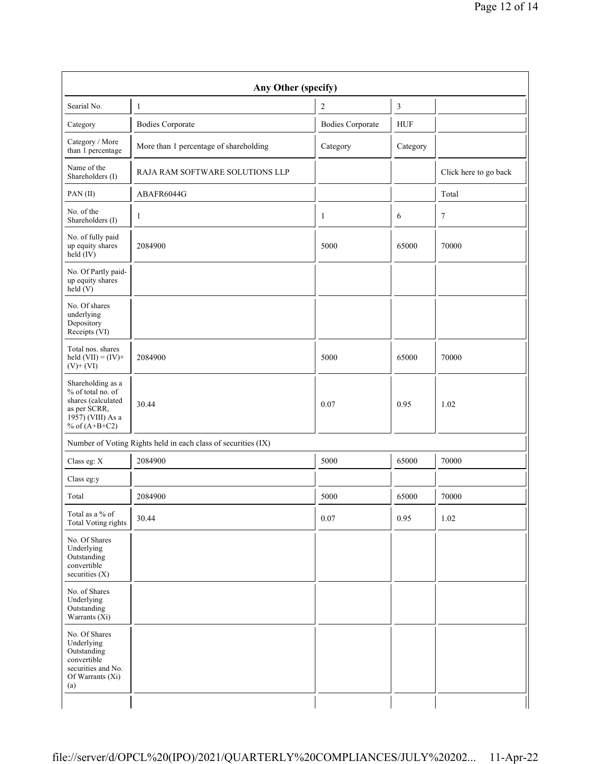| Any Other (specify) | | | | |
|---|---|---|---|---|
| Searial No. | 1 | 2 | 3 | |
| Category | Bodies Corporate | Bodies Corporate | HUF | |
| Category / More than 1 percentage | More than 1 percentage of shareholding | Category | Category | |
| Name of the Shareholders (I) | RAJA RAM SOFTWARE SOLUTIONS LLP | | | Click here to go back |
| PAN (II) | ABAFR6044G | | | Total |
| No. of the Shareholders (I) | 1 | 1 | 6 | 7 |
| No. of fully paid up equity shares held (IV) | 2084900 | 5000 | 65000 | 70000 |
| No. Of Partly paid-up equity shares held (V) | | | | |
| No. Of shares underlying Depository Receipts (VI) | | | | |
| Total nos. shares held (VII) = (IV)+ (V)+ (VI) | 2084900 | 5000 | 65000 | 70000 |
| Shareholding as a % of total no. of shares (calculated as per SCRR, 1957) (VIII) As a % of (A+B+C2) | 30.44 | 0.07 | 0.95 | 1.02 |
| Number of Voting Rights held in each class of securities (IX) | | | | |
| Class eg: X | 2084900 | 5000 | 65000 | 70000 |
| Class eg:y | | | | |
| Total | 2084900 | 5000 | 65000 | 70000 |
| Total as a % of Total Voting rights | 30.44 | 0.07 | 0.95 | 1.02 |
| No. Of Shares Underlying Outstanding convertible securities (X) | | | | |
| No. of Shares Underlying Outstanding Warrants (Xi) | | | | |
| No. Of Shares Underlying Outstanding convertible securities and No. Of Warrants (Xi) (a) | | | | |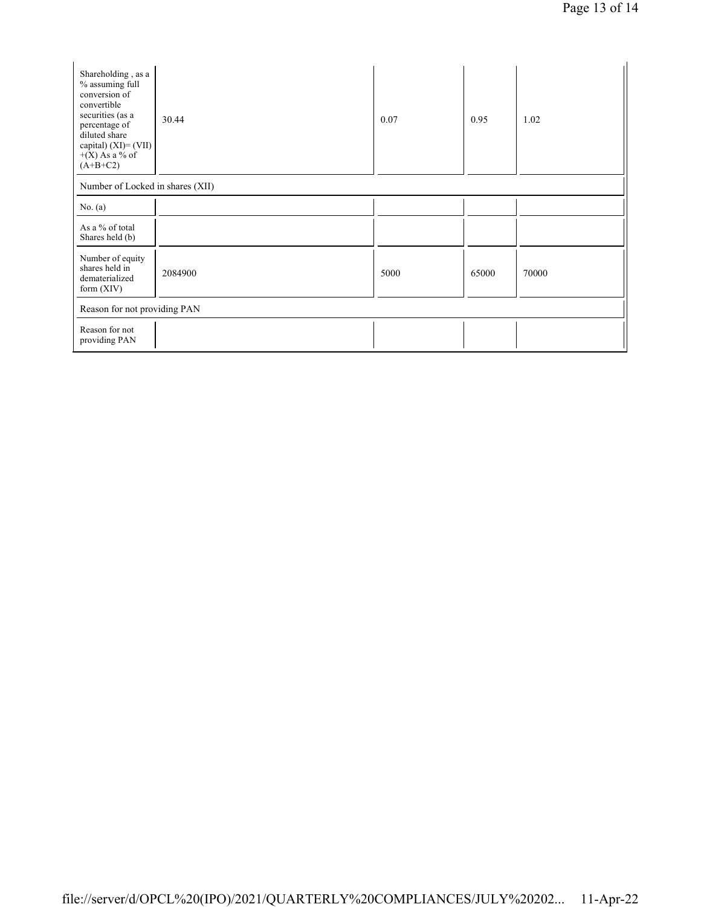| Shareholding , as a % assuming full conversion of convertible securities (as a percentage of diluted share capital) (XI)= (VII)+(X) As a % of (A+B+C2) | 30.44 | 0.07 | 0.95 | 1.02 |
|---|---|---|---|---|
| Number of Locked in shares (XII) | | | | |
| No. (a) | | | | |
| As a % of total Shares held (b) | | | | |
| Number of equity shares held in dematerialized form (XIV) | 2084900 | 5000 | 65000 | 70000 |
| Reason for not providing PAN | | | | |
| Reason for not providing PAN | | | | |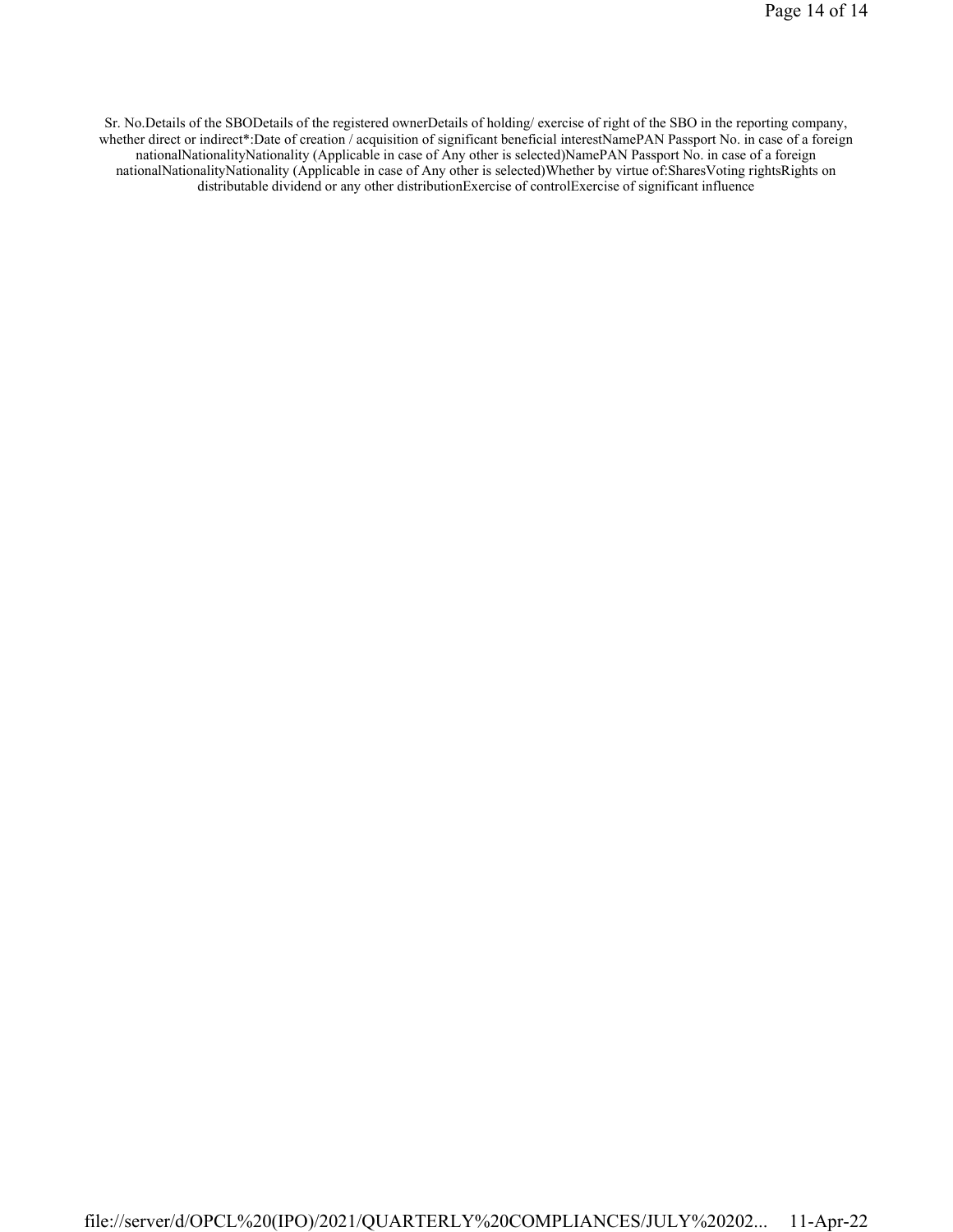Sr. No.Details of the SBODetails of the registered ownerDetails of holding/ exercise of right of the SBO in the reporting company, whether direct or indirect*:Date of creation / acquisition of significant beneficial interestNamePAN Passport No. in case of a foreign nationalNationalityNationality (Applicable in case of Any other is selected)NamePAN Passport No. in case of a foreign nationalNationalityNationality (Applicable in case of Any other is selected)Whether by virtue of:SharesVoting rightsRights on distributable dividend or any other distributionExercise of controlExercise of significant influence